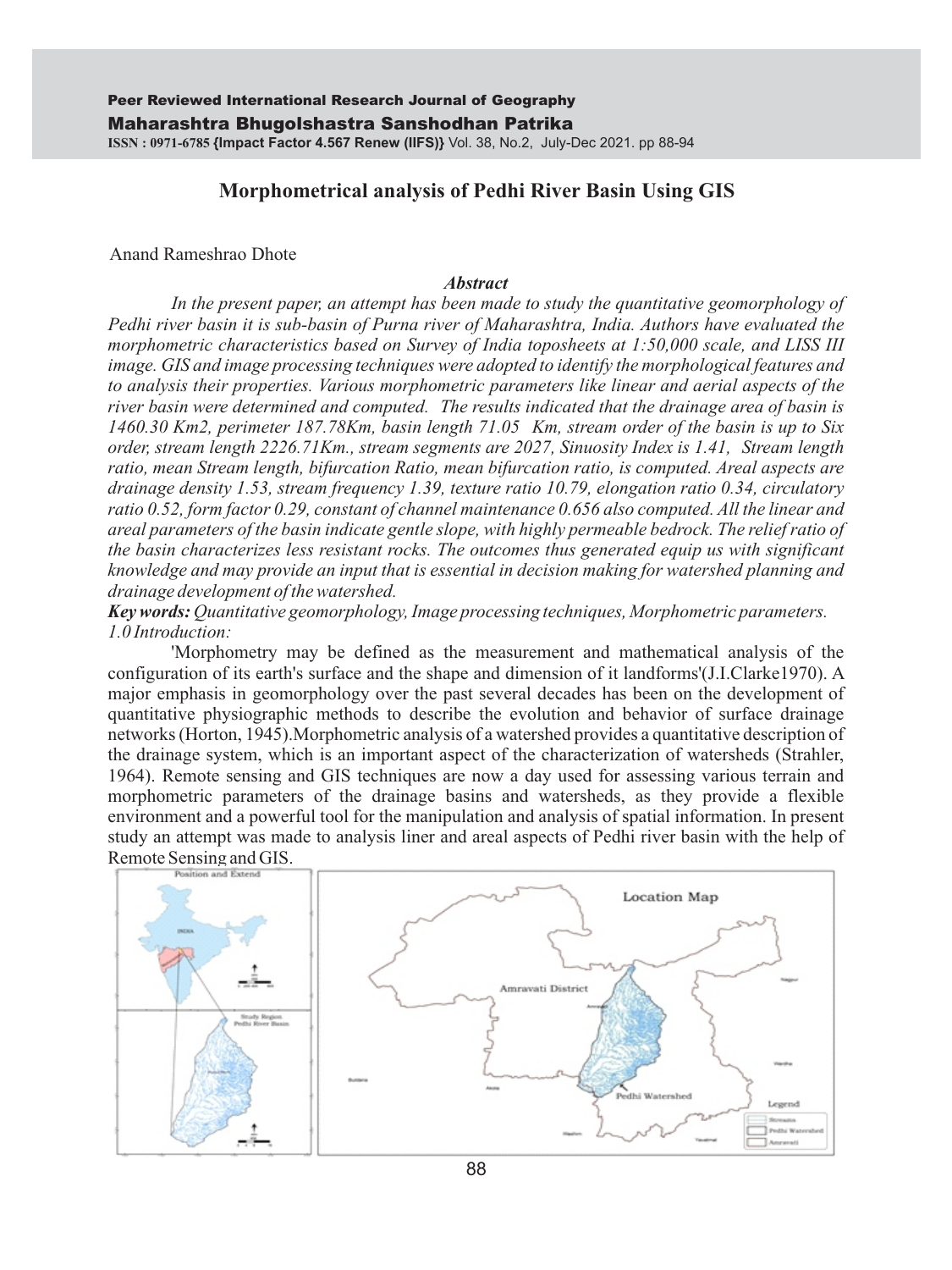# Morphometrical analysis of Pedhi River Basin Using GIS

Anand Rameshrao Dhote

### *Abstract*

*In the present paper, an attempt has been made to study the quantitative geomorphology of Pedhi river basin it is sub-basin of Purna river of Maharashtra, India. Authors have evaluated the morphometric characteristics based on Survey of India toposheets at 1:50,000 scale, and LISS III image. GIS and image processing techniques were adopted to identify the morphological features and to analysis their properties. Various morphometric parameters like linear and aerial aspects of the river basin were determined and computed. The results indicated that the drainage area of basin is 1460.30 Km2, perimeter 187.78Km, basin length 71.05 Km, stream order of the basin is up to Six order, stream length 2226.71Km., stream segments are 2027, Sinuosity Index is 1.41, Stream length ratio, mean Stream length, bifurcation Ratio, mean bifurcation ratio, is computed. Areal aspects are drainage density 1.53, stream frequency 1.39, texture ratio 10.79, elongation ratio 0.34, circulatory ratio 0.52, form factor 0.29, constant of channel maintenance 0.656 also computed. All the linear and areal parameters of the basin indicate gentle slope, with highly permeable bedrock. The relief ratio of the basin characterizes less resistant rocks. The outcomes thus generated equip us with significant knowledge and may provide an input that is essential in decision making for watershed planning and drainage development of the watershed.*

***Key words:*** *Quantitative geomorphology, Image processing techniques, Morphometric parameters.*

## *1.0 Introduction:*

'Morphometry may be defined as the measurement and mathematical analysis of the configuration of its earth's surface and the shape and dimension of it landforms'(J.I.Clarke1970). A major emphasis in geomorphology over the past several decades has been on the development of quantitative physiographic methods to describe the evolution and behavior of surface drainage networks (Horton, 1945).Morphometric analysis of a watershed provides a quantitative description of the drainage system, which is an important aspect of the characterization of watersheds (Strahler, 1964). Remote sensing and GIS techniques are now a day used for assessing various terrain and morphometric parameters of the drainage basins and watersheds, as they provide a flexible environment and a powerful tool for the manipulation and analysis of spatial information. In present study an attempt was made to analysis liner and areal aspects of Pedhi river basin with the help of Remote Sensing and GIS.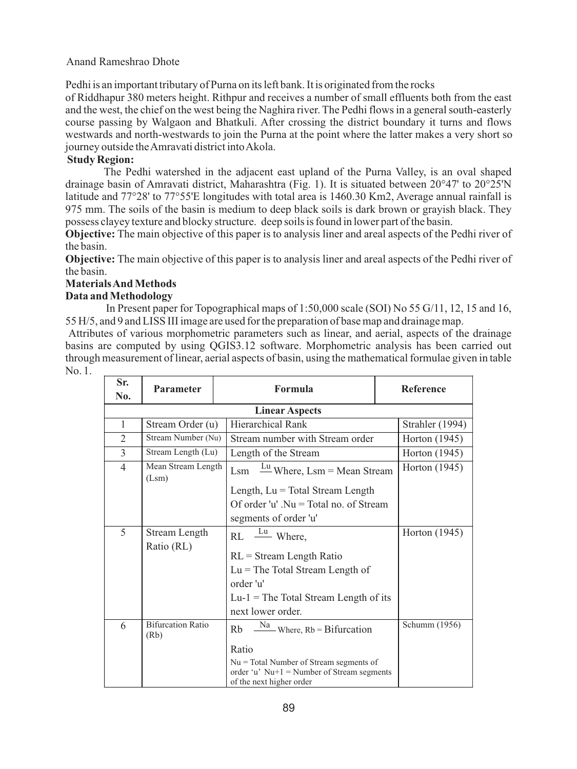Pedhi is an important tributary of Purna on its left bank. It is originated from the rocks of Riddhapur 380 meters height. Rithpur and receives a number of small effluents both from the east and the west, the chief on the west being the Naghira river. The Pedhi flows in a general south-easterly course passing by Walgaon and Bhatkuli. After crossing the district boundary it turns and flows westwards and north-westwards to join the Purna at the point where the latter makes a very short so journey outside the Amravati district into Akola.

**Study Region:**

The Pedhi watershed in the adjacent east upland of the Purna Valley, is an oval shaped drainage basin of Amravati district, Maharashtra (Fig. 1). It is situated between 20°47' to 20°25'N latitude and 77°28' to 77°55'E longitudes with total area is 1460.30 Km2, Average annual rainfall is 975 mm. The soils of the basin is medium to deep black soils is dark brown or grayish black. They possess clayey texture and blocky structure. deep soils is found in lower part of the basin.

**Objective:** The main objective of this paper is to analysis liner and areal aspects of the Pedhi river of the basin.

**Objective:** The main objective of this paper is to analysis liner and areal aspects of the Pedhi river of the basin.

**Materials And Methods**

**Data and Methodology**

In Present paper for Topographical maps of 1:50,000 scale (SOI) No 55 G/11, 12, 15 and 16, 55 H/5, and 9 and LISS III image are used for the preparation of base map and drainage map.

Attributes of various morphometric parameters such as linear, and aerial, aspects of the drainage basins are computed by using QGIS3.12 software. Morphometric analysis has been carried out through measurement of linear, aerial aspects of basin, using the mathematical formulae given in table No. 1.

| Sr. No. | Parameter | Formula | Reference |
|---|---|---|---|
| | | **Linear Aspects** | |
| 1 | Stream Order (u) | Hierarchical Rank | Strahler (1994) |
| 2 | Stream Number (Nu) | Stream number with Stream order | Horton (1945) |
| 3 | Stream Length (Lu) | Length of the Stream | Horton (1945) |
| 4 | Mean Stream Length (Lsm) | Lsm $\frac{Lu}{}$ Where, Lsm = Mean Stream Length, Lu = Total Stream Length Of order 'u' .Nu = Total no. of Stream segments of order 'u' | Horton (1945) |
| 5 | Stream Length Ratio (RL) | RL $\frac{Lu}{}$ Where, RL = Stream Length Ratio Lu = The Total Stream Length of order 'u' Lu-1 = The Total Stream Length of its next lower order. | Horton (1945) |
| 6 | Bifurcation Ratio (Rb) | Rb $\frac{Na}{}$ Where, Rb = Bifurcation Ratio Nu = Total Number of Stream segments of order 'u' Nu+1 = Number of Stream segments of the next higher order | Schumm (1956) |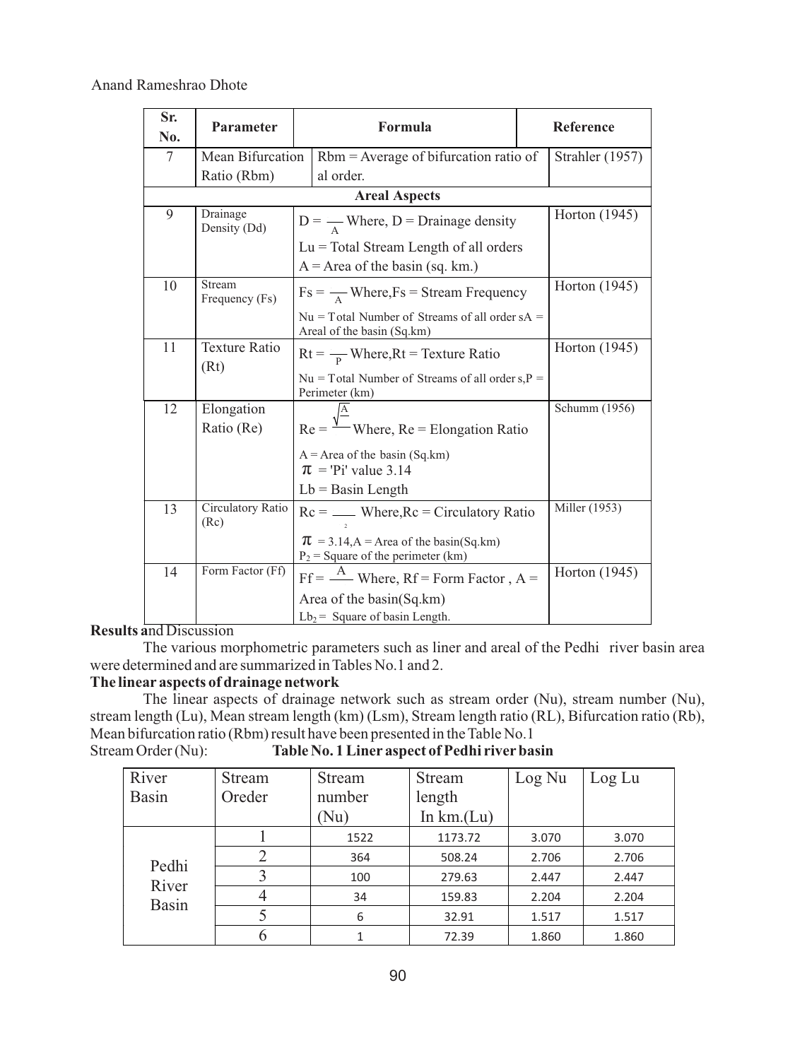| Sr. No. | Parameter | Formula | Reference |
|---|---|---|---|
| 7 | Mean Bifurcation Ratio (Rbm) | Rbm = Average of bifurcation ratio of al order. | Strahler (1957) |
| | | **Areal Aspects** | |
| 9 | Drainage Density (Dd) | $D = \frac{}{A}$ Where, D = Drainage density<br>Lu = Total Stream Length of all orders<br>A = Area of the basin (sq. km.) | Horton (1945) |
| 10 | Stream Frequency (Fs) | $Fs = \frac{}{A}$ Where,Fs = Stream Frequency<br>Nu = Total Number of Streams of all order sA = Areal of the basin (Sq.km) | Horton (1945) |
| 11 | Texture Ratio (Rt) | $Rt = \frac{}{P}$ Where,Rt = Texture Ratio<br>Nu = Total Number of Streams of all order s,P = Perimeter (km) | Horton (1945) |
| 12 | Elongation Ratio (Re) | $Re = \frac{\sqrt{A}}{}$ Where, Re = Elongation Ratio<br>A = Area of the basin (Sq.km)<br>$\pi$ = 'Pi' value 3.14<br>Lb = Basin Length | Schumm (1956) |
| 13 | Circulatory Ratio (Rc) | $Rc = \frac{}{{}^{2}}$ Where,Rc = Circulatory Ratio<br>$\pi$ = 3.14,A = Area of the basin(Sq.km)<br>$P_2$ = Square of the perimeter (km) | Miller (1953) |
| 14 | Form Factor (Ff) | $Ff = \frac{A}{}$ Where, Rf = Form Factor , A = Area of the basin(Sq.km)<br>$Lb_2$ = Square of basin Length. | Horton (1945) |

**Results and Discussion**

The various morphometric parameters such as liner and areal of the Pedhi river basin area were determined and are summarized in Tables No.1 and 2.

**The linear aspects of drainage network**

The linear aspects of drainage network such as stream order (Nu), stream number (Nu), stream length (Lu), Mean stream length (km) (Lsm), Stream length ratio (RL), Bifurcation ratio (Rb), Mean bifurcation ratio (Rbm) result have been presented in the Table No.1

Stream Order (Nu):

**Table No. 1 Liner aspect of Pedhi river basin**

| River Basin | Stream Oreder | Stream number (Nu) | Stream length In km.(Lu) | Log Nu | Log Lu |
|---|---|---|---|---|---|
| Pedhi River Basin | 1 | 1522 | 1173.72 | 3.070 | 3.070 |
| | 2 | 364 | 508.24 | 2.706 | 2.706 |
| | 3 | 100 | 279.63 | 2.447 | 2.447 |
| | 4 | 34 | 159.83 | 2.204 | 2.204 |
| | 5 | 6 | 32.91 | 1.517 | 1.517 |
| | 6 | 1 | 72.39 | 1.860 | 1.860 |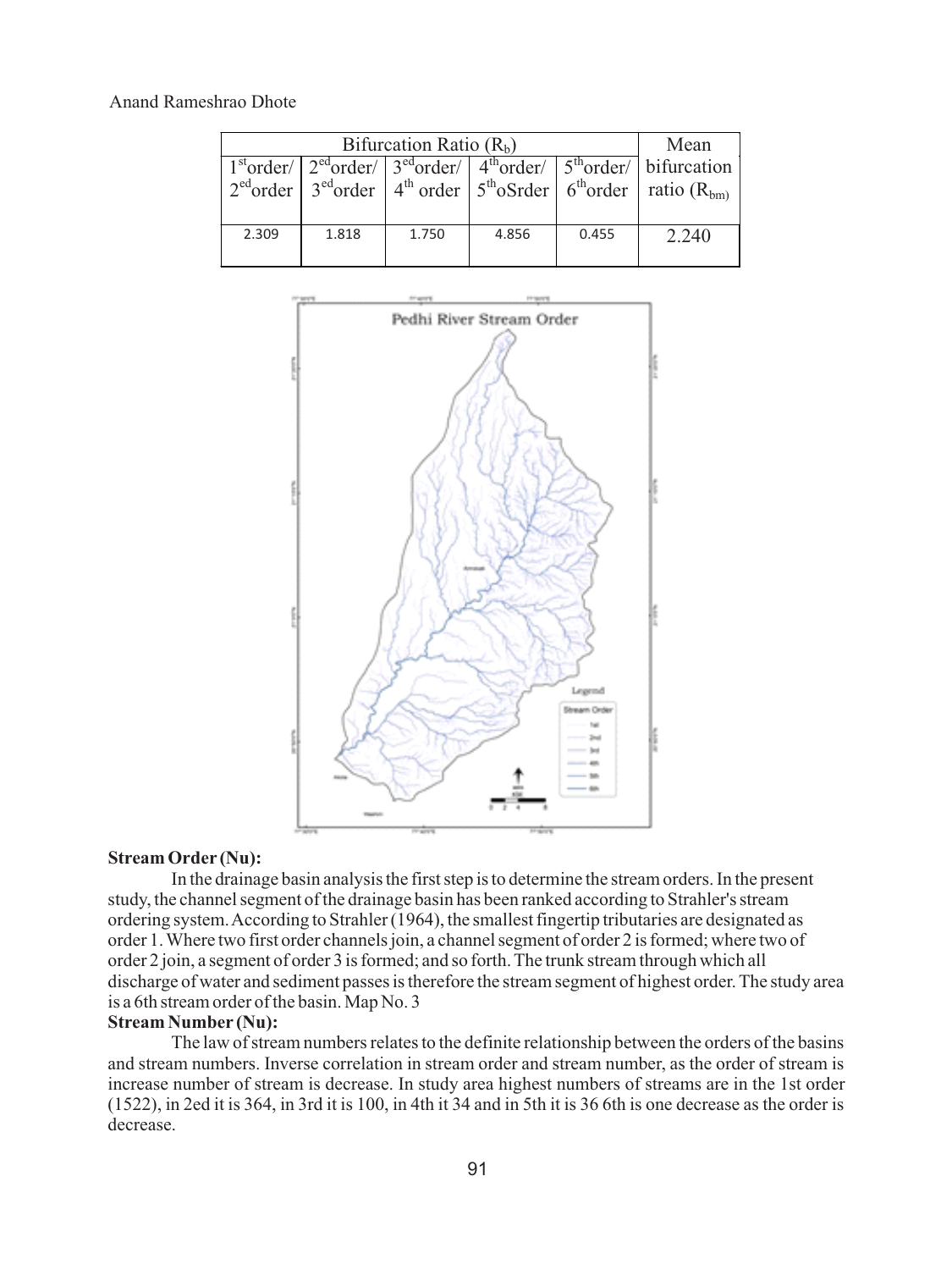| Bifurcation Ratio ($R_b$) | | | | | Mean |
|---|---|---|---|---|---|
| 1st order/ 2ed order | 2ed order/ 3ed order | 3ed order/ 4th order | 4th order/ 5th oSrder | 5th order/ 6th order | bifurcation ratio ($R_{bm}$) |
| 2.309 | 1.818 | 1.750 | 4.856 | 0.455 | 2.240 |

**Stream Order (Nu):**

In the drainage basin analysis the first step is to determine the stream orders. In the present study, the channel segment of the drainage basin has been ranked according to Strahler's stream ordering system. According to Strahler (1964), the smallest fingertip tributaries are designated as order 1. Where two first order channels join, a channel segment of order 2 is formed; where two of order 2 join, a segment of order 3 is formed; and so forth. The trunk stream through which all discharge of water and sediment passes is therefore the stream segment of highest order. The study area is a 6th stream order of the basin. Map No. 3

**Stream Number (Nu):**

The law of stream numbers relates to the definite relationship between the orders of the basins and stream numbers. Inverse correlation in stream order and stream number, as the order of stream is increase number of stream is decrease. In study area highest numbers of streams are in the 1st order (1522), in 2ed it is 364, in 3rd it is 100, in 4th it 34 and in 5th it is 36 6th is one decrease as the order is decrease.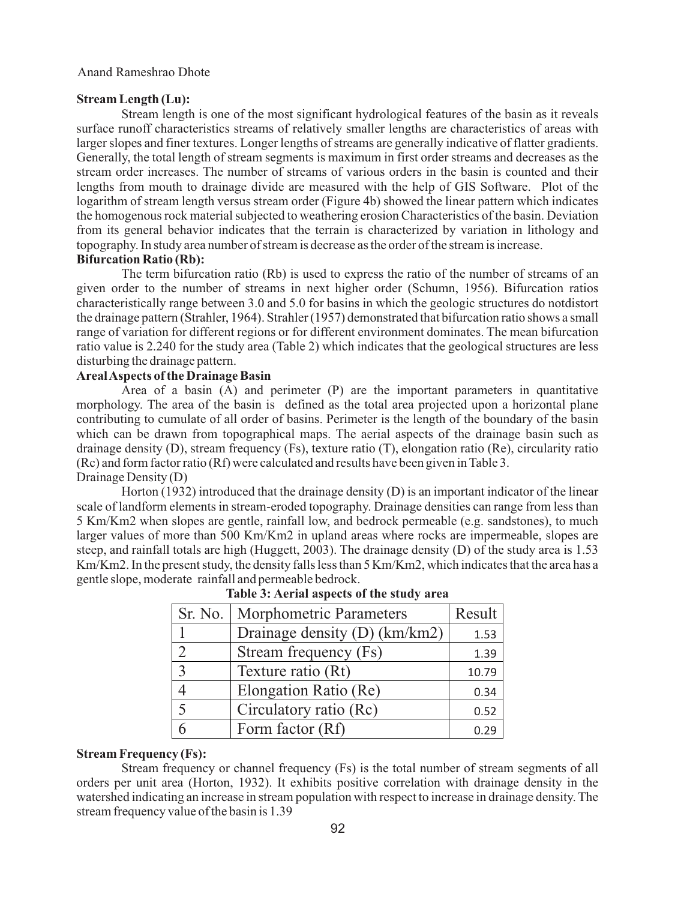**Stream Length (Lu):**

Stream length is one of the most significant hydrological features of the basin as it reveals surface runoff characteristics streams of relatively smaller lengths are characteristics of areas with larger slopes and finer textures. Longer lengths of streams are generally indicative of flatter gradients. Generally, the total length of stream segments is maximum in first order streams and decreases as the stream order increases. The number of streams of various orders in the basin is counted and their lengths from mouth to drainage divide are measured with the help of GIS Software. Plot of the logarithm of stream length versus stream order (Figure 4b) showed the linear pattern which indicates the homogenous rock material subjected to weathering erosion Characteristics of the basin. Deviation from its general behavior indicates that the terrain is characterized by variation in lithology and topography. In study area number of stream is decrease as the order of the stream is increase.

**Bifurcation Ratio (Rb):**

The term bifurcation ratio (Rb) is used to express the ratio of the number of streams of an given order to the number of streams in next higher order (Schumn, 1956). Bifurcation ratios characteristically range between 3.0 and 5.0 for basins in which the geologic structures do notdistort the drainage pattern (Strahler, 1964). Strahler (1957) demonstrated that bifurcation ratio shows a small range of variation for different regions or for different environment dominates. The mean bifurcation ratio value is 2.240 for the study area (Table 2) which indicates that the geological structures are less disturbing the drainage pattern.

**Areal Aspects of the Drainage Basin**

Area of a basin (A) and perimeter (P) are the important parameters in quantitative morphology. The area of the basin is defined as the total area projected upon a horizontal plane contributing to cumulate of all order of basins. Perimeter is the length of the boundary of the basin which can be drawn from topographical maps. The aerial aspects of the drainage basin such as drainage density (D), stream frequency (Fs), texture ratio (T), elongation ratio (Re), circularity ratio (Rc) and form factor ratio (Rf) were calculated and results have been given in Table 3.

Drainage Density (D)

Horton (1932) introduced that the drainage density (D) is an important indicator of the linear scale of landform elements in stream-eroded topography. Drainage densities can range from less than 5 Km/Km2 when slopes are gentle, rainfall low, and bedrock permeable (e.g. sandstones), to much larger values of more than 500 Km/Km2 in upland areas where rocks are impermeable, slopes are steep, and rainfall totals are high (Huggett, 2003). The drainage density (D) of the study area is 1.53 Km/Km2. In the present study, the density falls less than 5 Km/Km2, which indicates that the area has a gentle slope, moderate rainfall and permeable bedrock.

**Table 3: Aerial aspects of the study area**

| Sr. No. | Morphometric Parameters | Result |
|---|---|---|
| 1 | Drainage density (D) (km/km2) | 1.53 |
| 2 | Stream frequency (Fs) | 1.39 |
| 3 | Texture ratio (Rt) | 10.79 |
| 4 | Elongation Ratio (Re) | 0.34 |
| 5 | Circulatory ratio (Rc) | 0.52 |
| 6 | Form factor (Rf) | 0.29 |

**Stream Frequency (Fs):**

Stream frequency or channel frequency (Fs) is the total number of stream segments of all orders per unit area (Horton, 1932). It exhibits positive correlation with drainage density in the watershed indicating an increase in stream population with respect to increase in drainage density. The stream frequency value of the basin is 1.39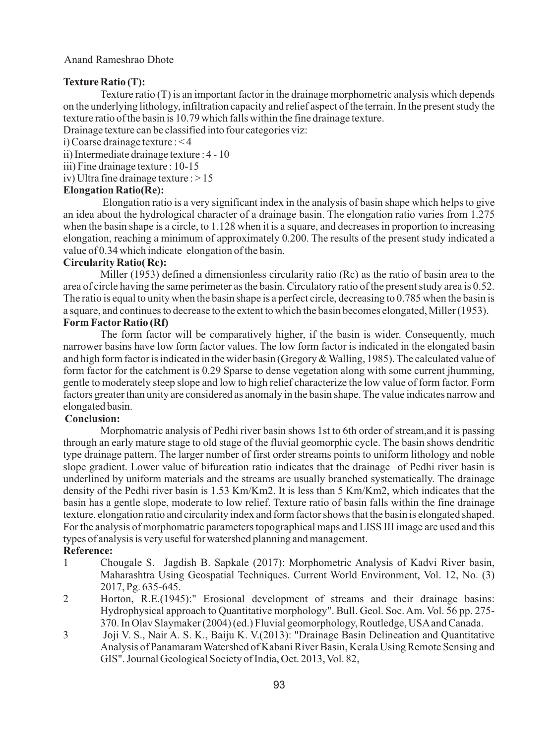**Texture Ratio (T):**

Texture ratio (T) is an important factor in the drainage morphometric analysis which depends on the underlying lithology, infiltration capacity and relief aspect of the terrain. In the present study the texture ratio of the basin is 10.79 which falls within the fine drainage texture.

Drainage texture can be classified into four categories viz:

i) Coarse drainage texture : < 4

ii) Intermediate drainage texture : 4 - 10

iii) Fine drainage texture : 10-15

iv) Ultra fine drainage texture : > 15

**Elongation Ratio(Re):**

Elongation ratio is a very significant index in the analysis of basin shape which helps to give an idea about the hydrological character of a drainage basin. The elongation ratio varies from 1.275 when the basin shape is a circle, to 1.128 when it is a square, and decreases in proportion to increasing elongation, reaching a minimum of approximately 0.200. The results of the present study indicated a value of 0.34 which indicate elongation of the basin.

**Circularity Ratio( Rc):**

Miller (1953) defined a dimensionless circularity ratio (Rc) as the ratio of basin area to the area of circle having the same perimeter as the basin. Circulatory ratio of the present study area is 0.52. The ratio is equal to unity when the basin shape is a perfect circle, decreasing to 0.785 when the basin is a square, and continues to decrease to the extent to which the basin becomes elongated, Miller (1953).

**Form Factor Ratio (Rf)**

The form factor will be comparatively higher, if the basin is wider. Consequently, much narrower basins have low form factor values. The low form factor is indicated in the elongated basin and high form factor is indicated in the wider basin (Gregory & Walling, 1985). The calculated value of form factor for the catchment is 0.29 Sparse to dense vegetation along with some current jhumming, gentle to moderately steep slope and low to high relief characterize the low value of form factor. Form factors greater than unity are considered as anomaly in the basin shape. The value indicates narrow and elongated basin.

**Conclusion:**

Morphomatric analysis of Pedhi river basin shows 1st to 6th order of stream,and it is passing through an early mature stage to old stage of the fluvial geomorphic cycle. The basin shows dendritic type drainage pattern. The larger number of first order streams points to uniform lithology and noble slope gradient. Lower value of bifurcation ratio indicates that the drainage of Pedhi river basin is underlined by uniform materials and the streams are usually branched systematically. The drainage density of the Pedhi river basin is 1.53 Km/Km2. It is less than 5 Km/Km2, which indicates that the basin has a gentle slope, moderate to low relief. Texture ratio of basin falls within the fine drainage texture. elongation ratio and circularity index and form factor shows that the basin is elongated shaped. For the analysis of morphomatric parameters topographical maps and LISS III image are used and this types of analysis is very useful for watershed planning and management.

**Reference:**

1. Chougale S. Jagdish B. Sapkale (2017): Morphometric Analysis of Kadvi River basin, Maharashtra Using Geospatial Techniques. Current World Environment, Vol. 12, No. (3) 2017, Pg. 635-645.
2. Horton, R.E.(1945):" Erosional development of streams and their drainage basins: Hydrophysical approach to Quantitative morphology". Bull. Geol. Soc. Am. Vol. 56 pp. 275-370. In Olav Slaymaker (2004) (ed.) Fluvial geomorphology, Routledge, USA and Canada.
3. Joji V. S., Nair A. S. K., Baiju K. V.(2013): "Drainage Basin Delineation and Quantitative Analysis of Panamaram Watershed of Kabani River Basin, Kerala Using Remote Sensing and GIS". Journal Geological Society of India, Oct. 2013, Vol. 82,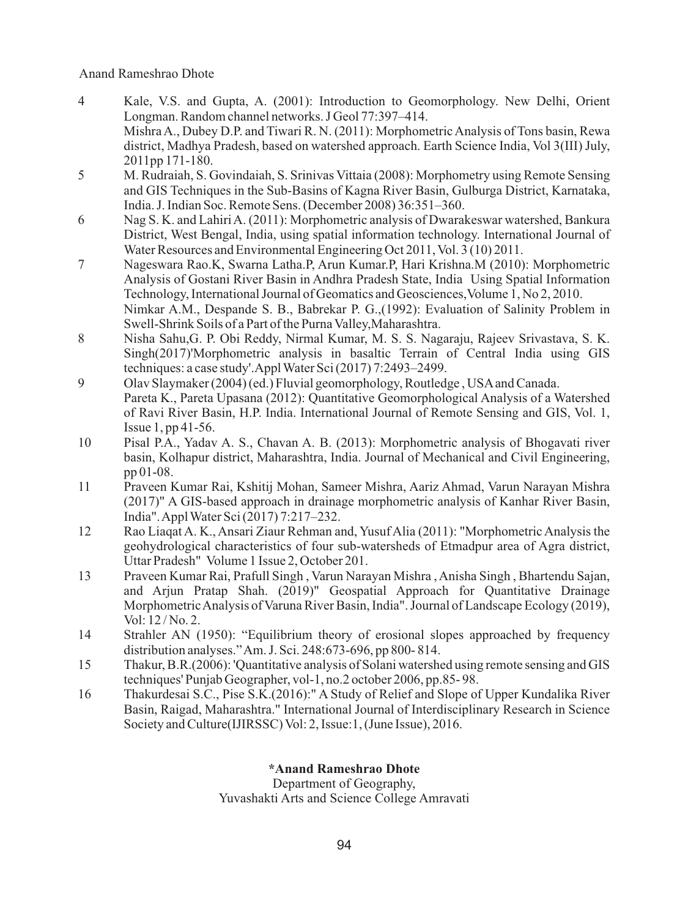4 Kale, V.S. and Gupta, A. (2001): Introduction to Geomorphology. New Delhi, Orient Longman. Random channel networks. J Geol 77:397–414.
Mishra A., Dubey D.P. and Tiwari R. N. (2011): Morphometric Analysis of Tons basin, Rewa district, Madhya Pradesh, based on watershed approach. Earth Science India, Vol 3(III) July, 2011pp 171-180.

5 M. Rudraiah, S. Govindaiah, S. Srinivas Vittaia (2008): Morphometry using Remote Sensing and GIS Techniques in the Sub-Basins of Kagna River Basin, Gulburga District, Karnataka, India. J. Indian Soc. Remote Sens. (December 2008) 36:351–360.

6 Nag S. K. and Lahiri A. (2011): Morphometric analysis of Dwarakeswar watershed, Bankura District, West Bengal, India, using spatial information technology. International Journal of Water Resources and Environmental Engineering Oct 2011, Vol. 3 (10) 2011.

7 Nageswara Rao.K, Swarna Latha.P, Arun Kumar.P, Hari Krishna.M (2010): Morphometric Analysis of Gostani River Basin in Andhra Pradesh State, India Using Spatial Information Technology, International Journal of Geomatics and Geosciences,Volume 1, No 2, 2010.
Nimkar A.M., Despande S. B., Babrekar P. G.,(1992): Evaluation of Salinity Problem in Swell-Shrink Soils of a Part of the Purna Valley,Maharashtra.

8 Nisha Sahu,G. P. Obi Reddy, Nirmal Kumar, M. S. S. Nagaraju, Rajeev Srivastava, S. K. Singh(2017)'Morphometric analysis in basaltic Terrain of Central India using GIS techniques: a case study'.Appl Water Sci (2017) 7:2493–2499.

9 Olav Slaymaker (2004) (ed.) Fluvial geomorphology, Routledge , USA and Canada.
Pareta K., Pareta Upasana (2012): Quantitative Geomorphological Analysis of a Watershed of Ravi River Basin, H.P. India. International Journal of Remote Sensing and GIS, Vol. 1, Issue 1, pp 41-56.

10 Pisal P.A., Yadav A. S., Chavan A. B. (2013): Morphometric analysis of Bhogavati river basin, Kolhapur district, Maharashtra, India. Journal of Mechanical and Civil Engineering, pp 01-08.

11 Praveen Kumar Rai, Kshitij Mohan, Sameer Mishra, Aariz Ahmad, Varun Narayan Mishra (2017)" A GIS-based approach in drainage morphometric analysis of Kanhar River Basin, India". Appl Water Sci (2017) 7:217–232.

12 Rao Liaqat A. K., Ansari Ziaur Rehman and, Yusuf Alia (2011): "Morphometric Analysis the geohydrological characteristics of four sub-watersheds of Etmadpur area of Agra district, Uttar Pradesh" Volume 1 Issue 2, October 201.

13 Praveen Kumar Rai, Prafull Singh , Varun Narayan Mishra , Anisha Singh , Bhartendu Sajan, and Arjun Pratap Shah. (2019)" Geospatial Approach for Quantitative Drainage Morphometric Analysis of Varuna River Basin, India". Journal of Landscape Ecology (2019), Vol: 12 / No. 2.

14 Strahler AN (1950): "Equilibrium theory of erosional slopes approached by frequency distribution analyses." Am. J. Sci. 248:673-696, pp 800- 814.

15 Thakur, B.R.(2006): 'Quantitative analysis of Solani watershed using remote sensing and GIS techniques' Punjab Geographer, vol-1, no.2 october 2006, pp.85- 98.

16 Thakurdesai S.C., Pise S.K.(2016):" A Study of Relief and Slope of Upper Kundalika River Basin, Raigad, Maharashtra." International Journal of Interdisciplinary Research in Science Society and Culture(IJIRSSC) Vol: 2, Issue:1, (June Issue), 2016.

**\*Anand Rameshrao Dhote**
Department of Geography,
Yuvashakti Arts and Science College Amravati